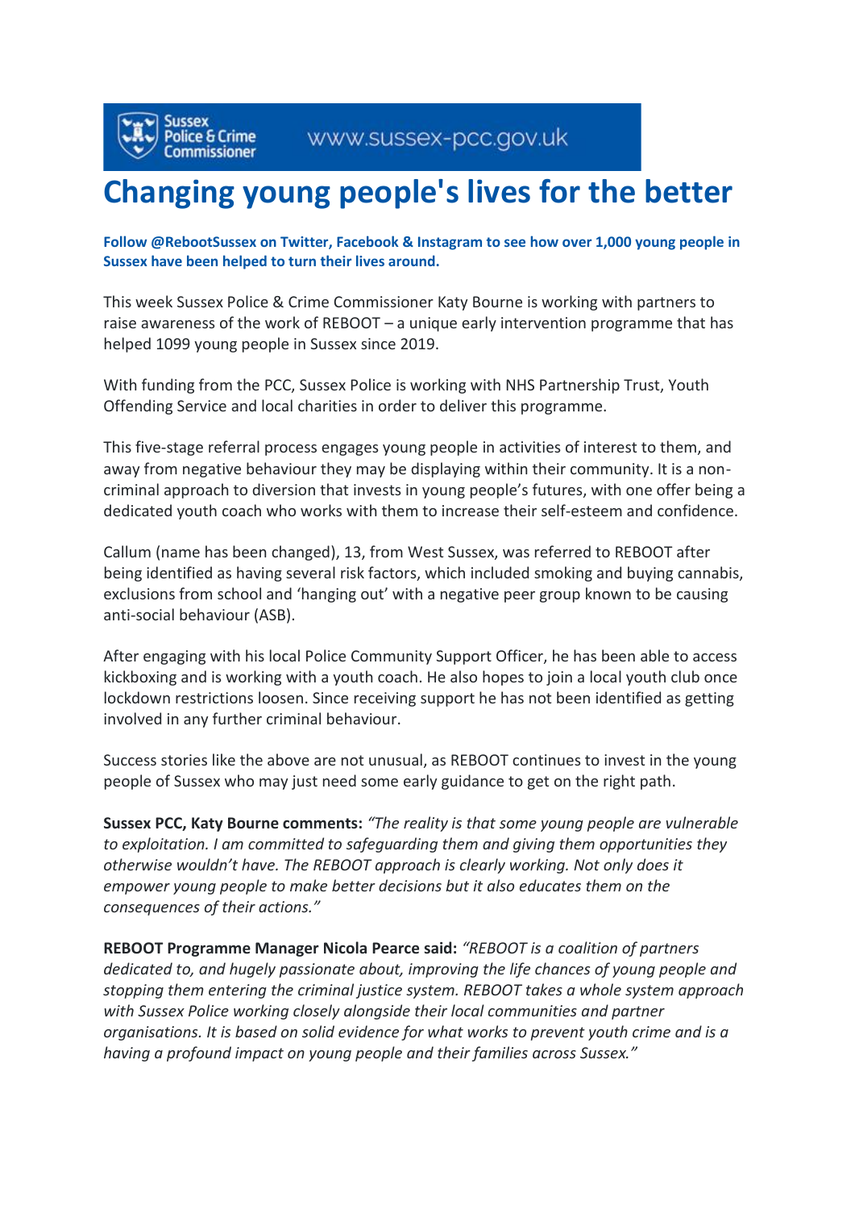Sussex Police & Crime Commissioner www.sussex-pcc.gov.uk

# Changing young people's lives for the better

**Follow @RebootSussex on Twitter, Facebook & Instagram to see how over 1,000 young people in Sussex have been helped to turn their lives around.**

This week Sussex Police & Crime Commissioner Katy Bourne is working with partners to raise awareness of the work of REBOOT – a unique early intervention programme that has helped 1099 young people in Sussex since 2019.

With funding from the PCC, Sussex Police is working with NHS Partnership Trust, Youth Offending Service and local charities in order to deliver this programme.

This five-stage referral process engages young people in activities of interest to them, and away from negative behaviour they may be displaying within their community. It is a non-criminal approach to diversion that invests in young people's futures, with one offer being a dedicated youth coach who works with them to increase their self-esteem and confidence.

Callum (name has been changed), 13, from West Sussex, was referred to REBOOT after being identified as having several risk factors, which included smoking and buying cannabis, exclusions from school and 'hanging out' with a negative peer group known to be causing anti-social behaviour (ASB).

After engaging with his local Police Community Support Officer, he has been able to access kickboxing and is working with a youth coach. He also hopes to join a local youth club once lockdown restrictions loosen. Since receiving support he has not been identified as getting involved in any further criminal behaviour.

Success stories like the above are not unusual, as REBOOT continues to invest in the young people of Sussex who may just need some early guidance to get on the right path.

**Sussex PCC, Katy Bourne comments:** *"The reality is that some young people are vulnerable to exploitation. I am committed to safeguarding them and giving them opportunities they otherwise wouldn't have. The REBOOT approach is clearly working. Not only does it empower young people to make better decisions but it also educates them on the consequences of their actions."*

**REBOOT Programme Manager Nicola Pearce said:** *"REBOOT is a coalition of partners dedicated to, and hugely passionate about, improving the life chances of young people and stopping them entering the criminal justice system. REBOOT takes a whole system approach with Sussex Police working closely alongside their local communities and partner organisations. It is based on solid evidence for what works to prevent youth crime and is a having a profound impact on young people and their families across Sussex."*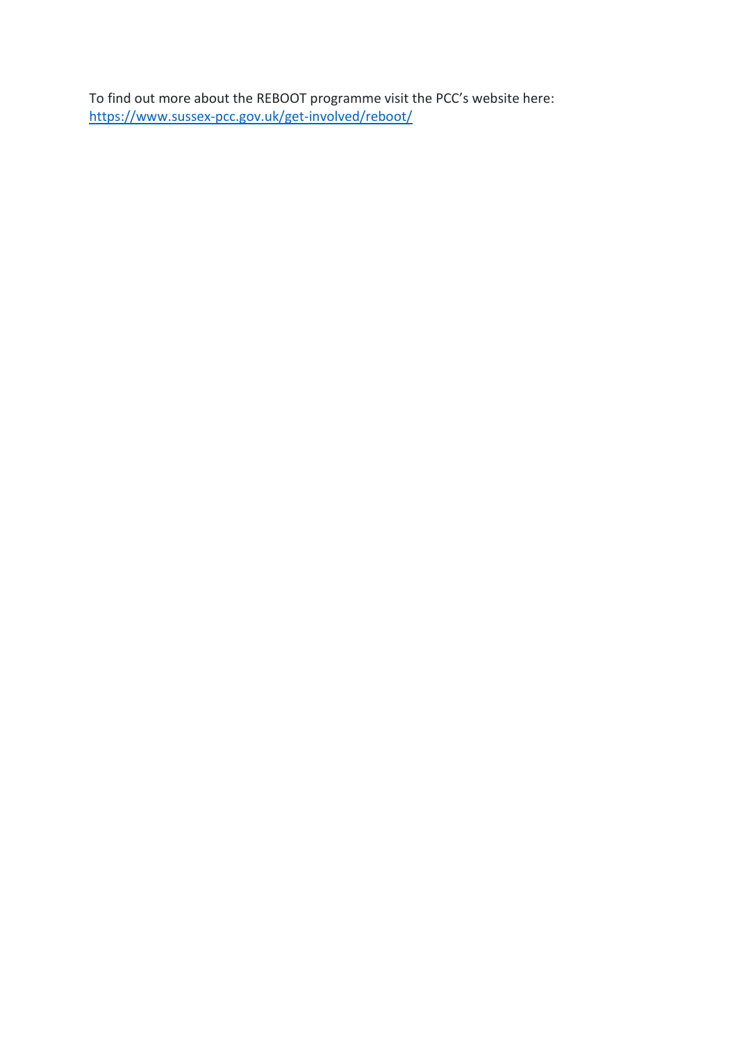To find out more about the REBOOT programme visit the PCC's website here:
https://www.sussex-pcc.gov.uk/get-involved/reboot/